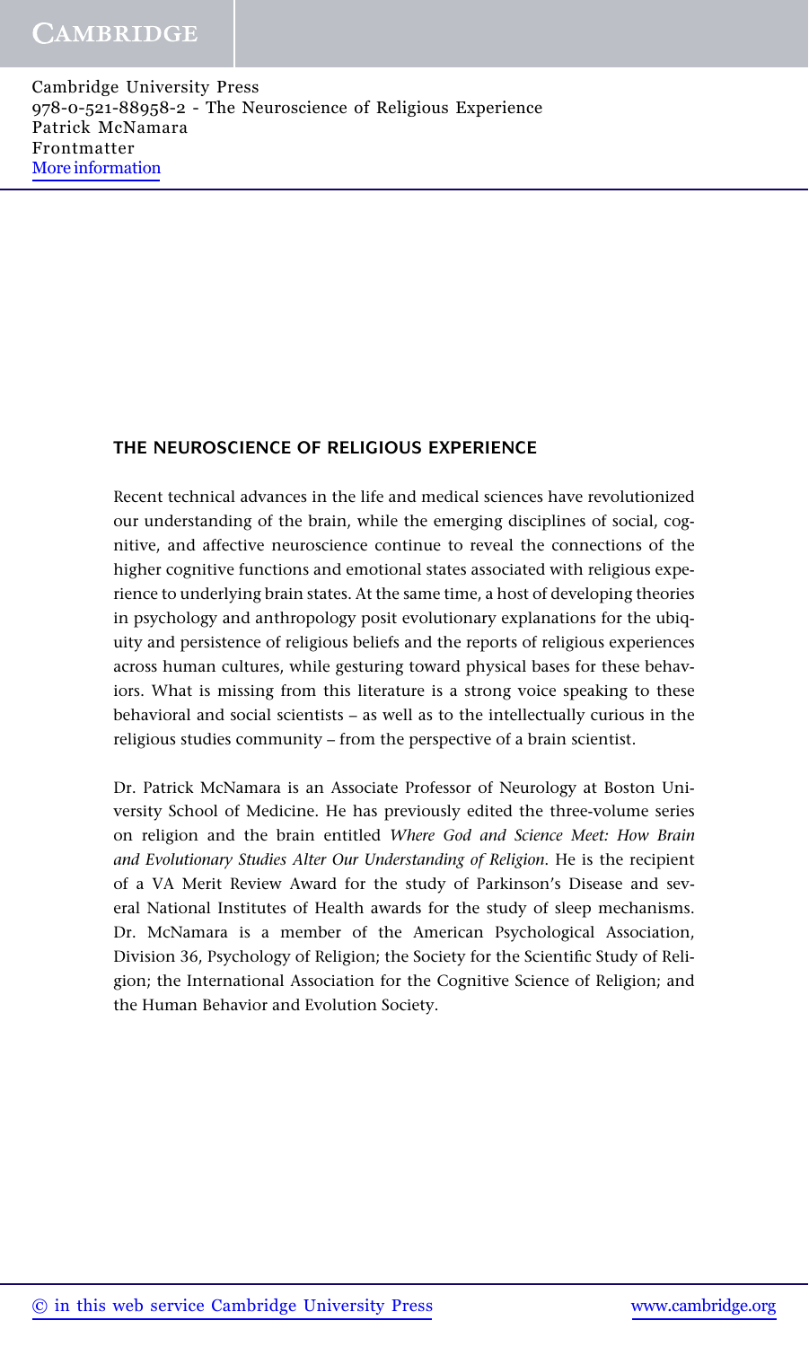## THE NEUROSCIENCE OF RELIGIOUS EXPERIENCE

Recent technical advances in the life and medical sciences have revolutionized our understanding of the brain, while the emerging disciplines of social, cognitive, and affective neuroscience continue to reveal the connections of the higher cognitive functions and emotional states associated with religious experience to underlying brain states. At the same time, a host of developing theories in psychology and anthropology posit evolutionary explanations for the ubiquity and persistence of religious beliefs and the reports of religious experiences across human cultures, while gesturing toward physical bases for these behaviors. What is missing from this literature is a strong voice speaking to these behavioral and social scientists – as well as to the intellectually curious in the religious studies community – from the perspective of a brain scientist.

Dr. Patrick McNamara is an Associate Professor of Neurology at Boston University School of Medicine. He has previously edited the three-volume series on religion and the brain entitled *Where God and Science Meet: How Brain and Evolutionary Studies Alter Our Understanding of Religion*. He is the recipient of a VA Merit Review Award for the study of Parkinson's Disease and several National Institutes of Health awards for the study of sleep mechanisms. Dr. McNamara is a member of the American Psychological Association, Division 36, Psychology of Religion; the Society for the Scientific Study of Religion; the International Association for the Cognitive Science of Religion; and the Human Behavior and Evolution Society.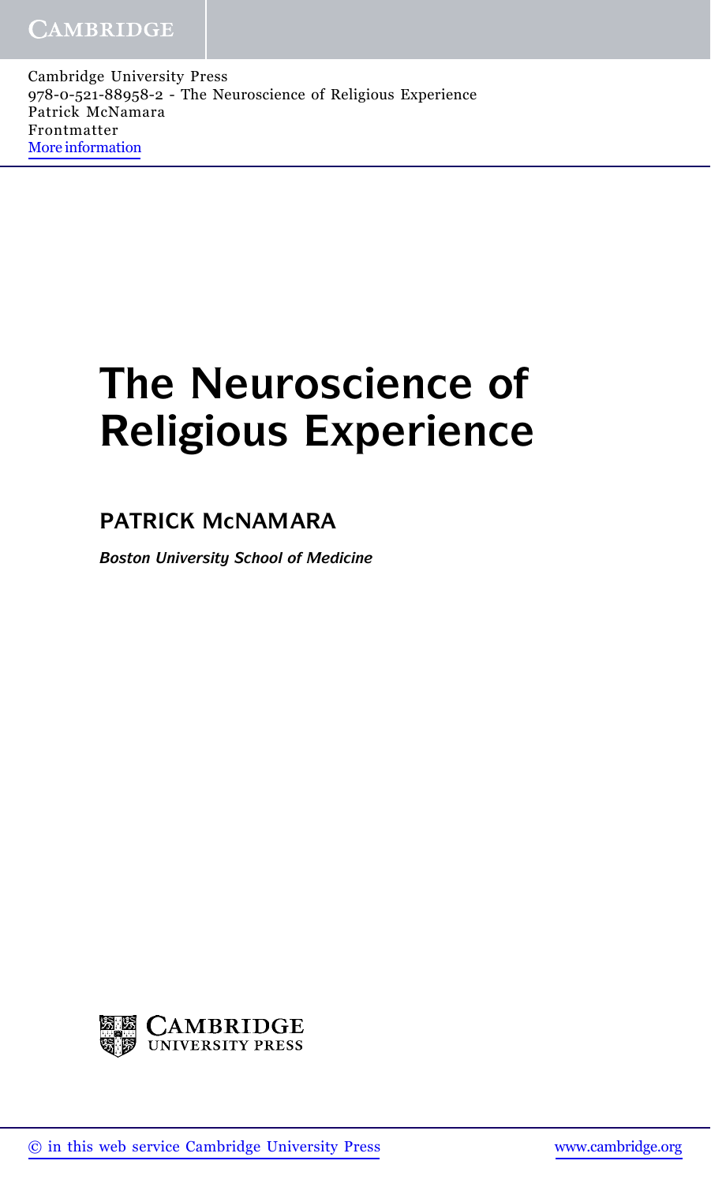# The Neuroscience of Religious Experience

**PATRICK McNAMARA**

***Boston University School of Medicine***

CAMBRIDGE
UNIVERSITY PRESS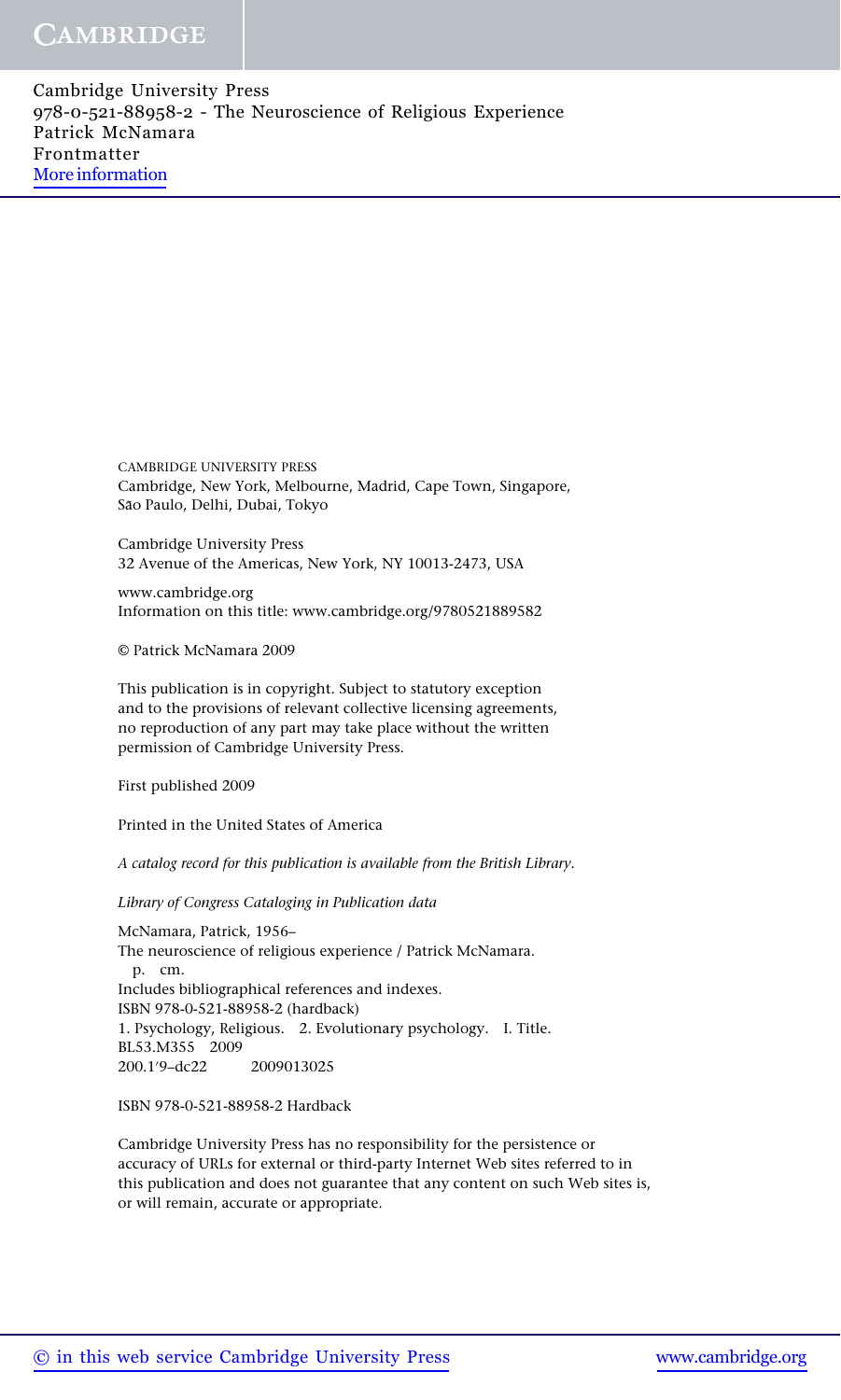CAMBRIDGE UNIVERSITY PRESS
Cambridge, New York, Melbourne, Madrid, Cape Town, Singapore,
São Paulo, Delhi, Dubai, Tokyo

Cambridge University Press
32 Avenue of the Americas, New York, NY 10013-2473, USA

www.cambridge.org
Information on this title: www.cambridge.org/9780521889582

© Patrick McNamara 2009

This publication is in copyright. Subject to statutory exception
and to the provisions of relevant collective licensing agreements,
no reproduction of any part may take place without the written
permission of Cambridge University Press.

First published 2009

Printed in the United States of America

*A catalog record for this publication is available from the British Library.*

*Library of Congress Cataloging in Publication data*

McNamara, Patrick, 1956–
The neuroscience of religious experience / Patrick McNamara.
p. cm.
Includes bibliographical references and indexes.
ISBN 978-0-521-88958-2 (hardback)
1. Psychology, Religious. 2. Evolutionary psychology. I. Title.
BL53.M355 2009
200.1′9–dc22 2009013025

ISBN 978-0-521-88958-2 Hardback

Cambridge University Press has no responsibility for the persistence or
accuracy of URLs for external or third-party Internet Web sites referred to in
this publication and does not guarantee that any content on such Web sites is,
or will remain, accurate or appropriate.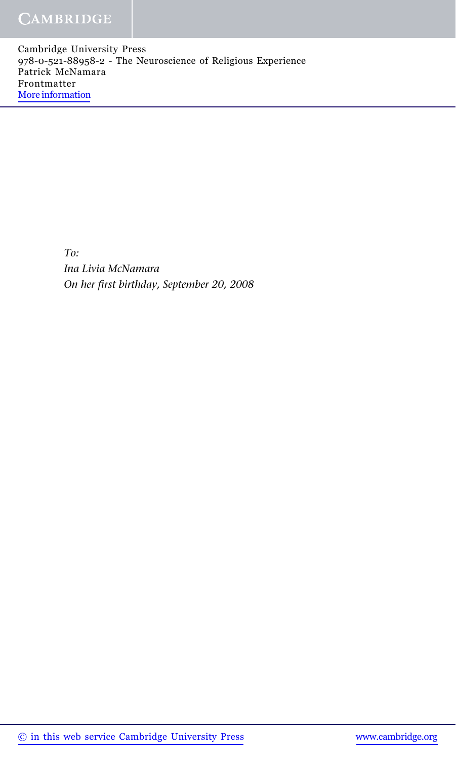*To:*
*Ina Livia McNamara*
*On her first birthday, September 20, 2008*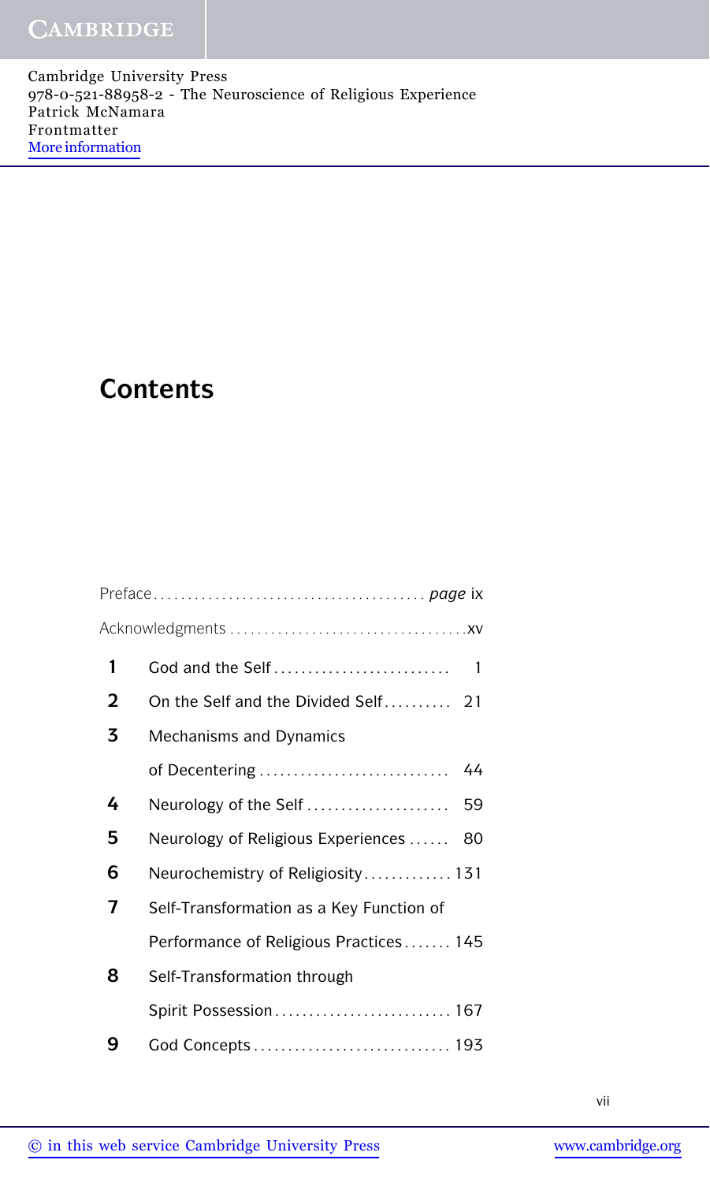# Contents

Preface ........................................ *page* ix

Acknowledgments ..................................xv

1 God and the Self .......................... 1

2 On the Self and the Divided Self .......... 21

3 Mechanisms and Dynamics of Decentering ............................ 44

4 Neurology of the Self ..................... 59

5 Neurology of Religious Experiences ...... 80

6 Neurochemistry of Religiosity ............. 131

7 Self-Transformation as a Key Function of Performance of Religious Practices ....... 145

8 Self-Transformation through Spirit Possession .......................... 167

9 God Concepts ............................ 193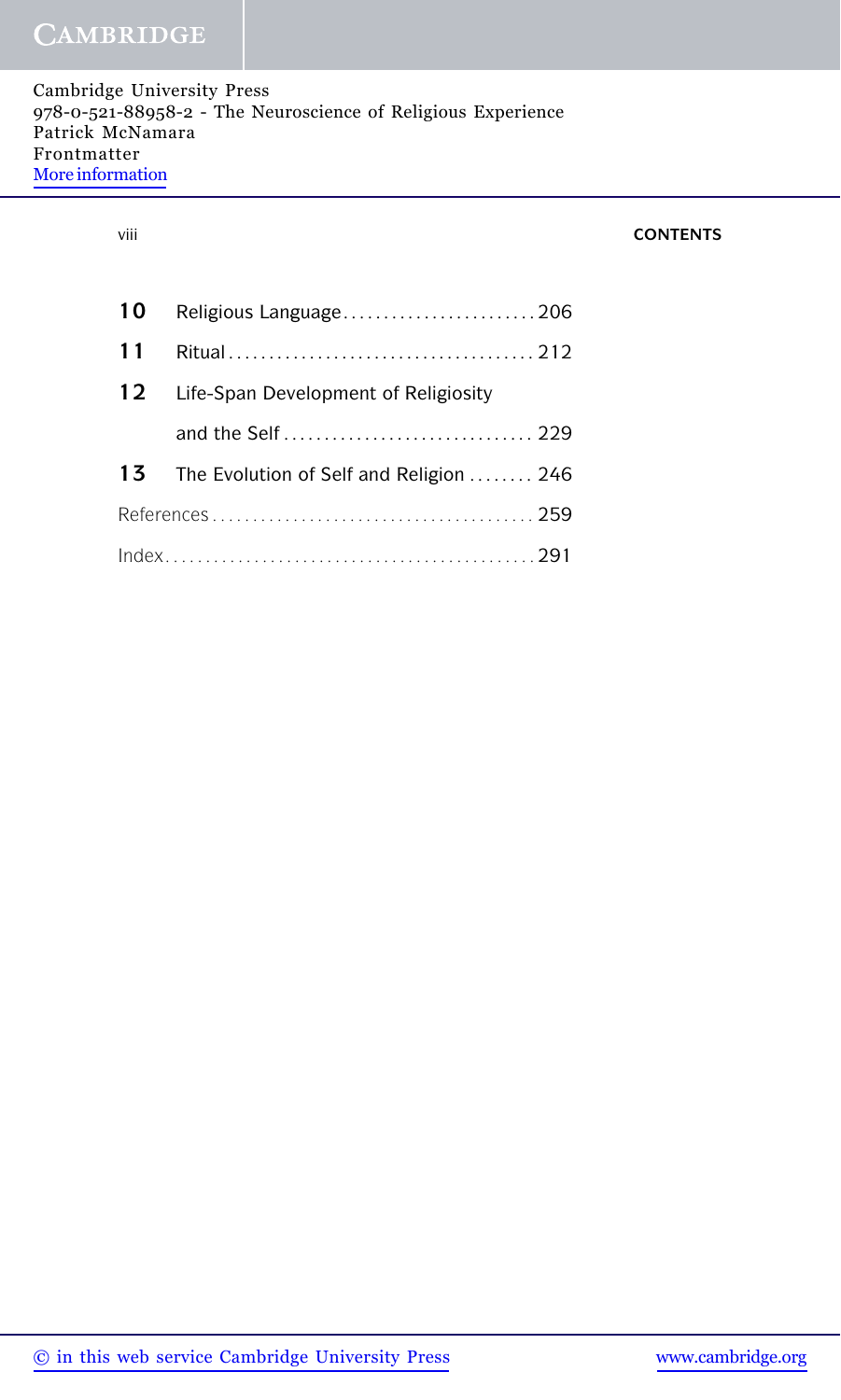| | | |
|---|---|---|
| **10** | Religious Language | 206 |
| **11** | Ritual | 212 |
| **12** | Life-Span Development of Religiosity and the Self | 229 |
| **13** | The Evolution of Self and Religion | 246 |
| | References | 259 |
| | Index | 291 |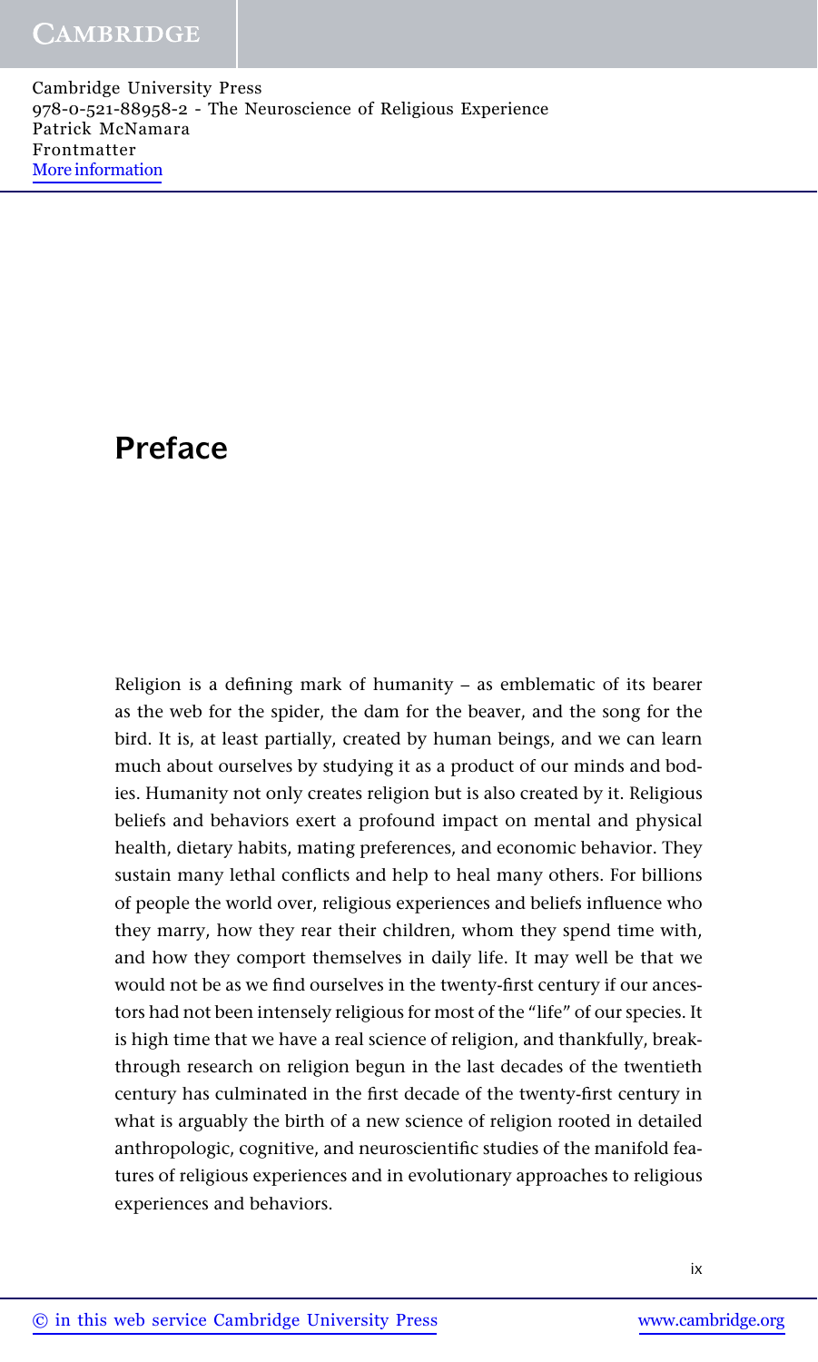# Preface

Religion is a defining mark of humanity – as emblematic of its bearer as the web for the spider, the dam for the beaver, and the song for the bird. It is, at least partially, created by human beings, and we can learn much about ourselves by studying it as a product of our minds and bodies. Humanity not only creates religion but is also created by it. Religious beliefs and behaviors exert a profound impact on mental and physical health, dietary habits, mating preferences, and economic behavior. They sustain many lethal conflicts and help to heal many others. For billions of people the world over, religious experiences and beliefs influence who they marry, how they rear their children, whom they spend time with, and how they comport themselves in daily life. It may well be that we would not be as we find ourselves in the twenty-first century if our ancestors had not been intensely religious for most of the "life" of our species. It is high time that we have a real science of religion, and thankfully, breakthrough research on religion begun in the last decades of the twentieth century has culminated in the first decade of the twenty-first century in what is arguably the birth of a new science of religion rooted in detailed anthropologic, cognitive, and neuroscientific studies of the manifold features of religious experiences and in evolutionary approaches to religious experiences and behaviors.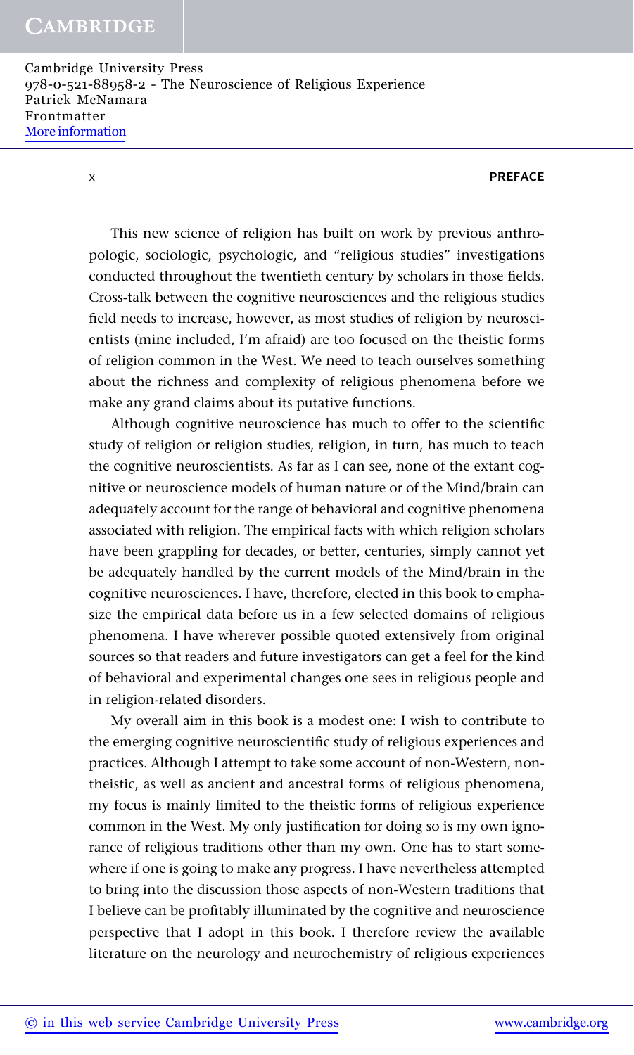This new science of religion has built on work by previous anthropologic, sociologic, psychologic, and "religious studies" investigations conducted throughout the twentieth century by scholars in those fields. Cross-talk between the cognitive neurosciences and the religious studies field needs to increase, however, as most studies of religion by neuroscientists (mine included, I'm afraid) are too focused on the theistic forms of religion common in the West. We need to teach ourselves something about the richness and complexity of religious phenomena before we make any grand claims about its putative functions.

Although cognitive neuroscience has much to offer to the scientific study of religion or religion studies, religion, in turn, has much to teach the cognitive neuroscientists. As far as I can see, none of the extant cognitive or neuroscience models of human nature or of the Mind/brain can adequately account for the range of behavioral and cognitive phenomena associated with religion. The empirical facts with which religion scholars have been grappling for decades, or better, centuries, simply cannot yet be adequately handled by the current models of the Mind/brain in the cognitive neurosciences. I have, therefore, elected in this book to emphasize the empirical data before us in a few selected domains of religious phenomena. I have wherever possible quoted extensively from original sources so that readers and future investigators can get a feel for the kind of behavioral and experimental changes one sees in religious people and in religion-related disorders.

My overall aim in this book is a modest one: I wish to contribute to the emerging cognitive neuroscientific study of religious experiences and practices. Although I attempt to take some account of non-Western, non-theistic, as well as ancient and ancestral forms of religious phenomena, my focus is mainly limited to the theistic forms of religious experience common in the West. My only justification for doing so is my own ignorance of religious traditions other than my own. One has to start somewhere if one is going to make any progress. I have nevertheless attempted to bring into the discussion those aspects of non-Western traditions that I believe can be profitably illuminated by the cognitive and neuroscience perspective that I adopt in this book. I therefore review the available literature on the neurology and neurochemistry of religious experiences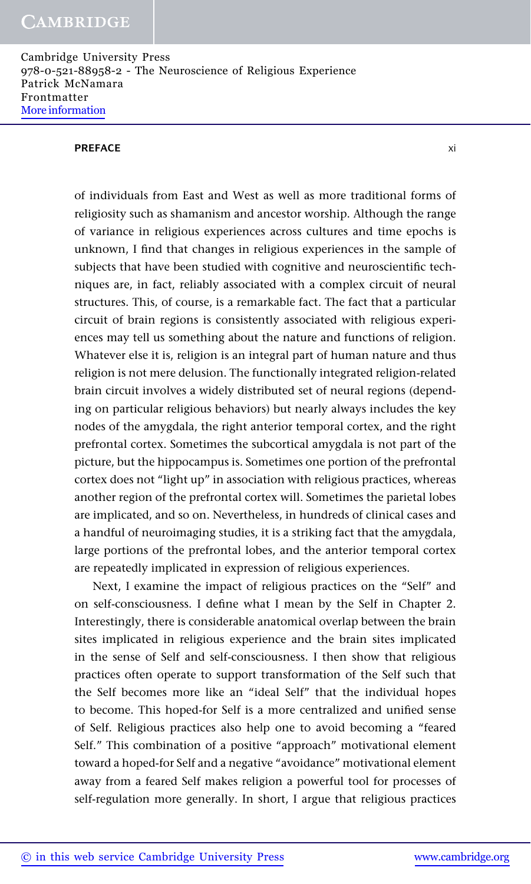of individuals from East and West as well as more traditional forms of religiosity such as shamanism and ancestor worship. Although the range of variance in religious experiences across cultures and time epochs is unknown, I find that changes in religious experiences in the sample of subjects that have been studied with cognitive and neuroscientific techniques are, in fact, reliably associated with a complex circuit of neural structures. This, of course, is a remarkable fact. The fact that a particular circuit of brain regions is consistently associated with religious experiences may tell us something about the nature and functions of religion. Whatever else it is, religion is an integral part of human nature and thus religion is not mere delusion. The functionally integrated religion-related brain circuit involves a widely distributed set of neural regions (depending on particular religious behaviors) but nearly always includes the key nodes of the amygdala, the right anterior temporal cortex, and the right prefrontal cortex. Sometimes the subcortical amygdala is not part of the picture, but the hippocampus is. Sometimes one portion of the prefrontal cortex does not "light up" in association with religious practices, whereas another region of the prefrontal cortex will. Sometimes the parietal lobes are implicated, and so on. Nevertheless, in hundreds of clinical cases and a handful of neuroimaging studies, it is a striking fact that the amygdala, large portions of the prefrontal lobes, and the anterior temporal cortex are repeatedly implicated in expression of religious experiences.

Next, I examine the impact of religious practices on the "Self" and on self-consciousness. I define what I mean by the Self in Chapter 2. Interestingly, there is considerable anatomical overlap between the brain sites implicated in religious experience and the brain sites implicated in the sense of Self and self-consciousness. I then show that religious practices often operate to support transformation of the Self such that the Self becomes more like an "ideal Self" that the individual hopes to become. This hoped-for Self is a more centralized and unified sense of Self. Religious practices also help one to avoid becoming a "feared Self." This combination of a positive "approach" motivational element toward a hoped-for Self and a negative "avoidance" motivational element away from a feared Self makes religion a powerful tool for processes of self-regulation more generally. In short, I argue that religious practices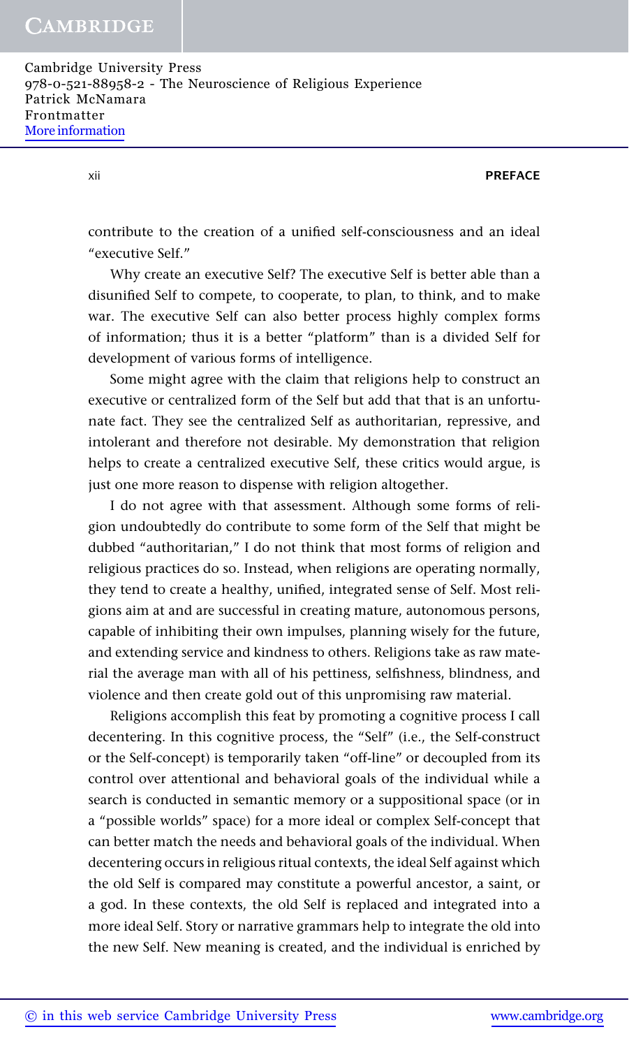contribute to the creation of a unified self-consciousness and an ideal "executive Self."

Why create an executive Self? The executive Self is better able than a disunified Self to compete, to cooperate, to plan, to think, and to make war. The executive Self can also better process highly complex forms of information; thus it is a better "platform" than is a divided Self for development of various forms of intelligence.

Some might agree with the claim that religions help to construct an executive or centralized form of the Self but add that that is an unfortunate fact. They see the centralized Self as authoritarian, repressive, and intolerant and therefore not desirable. My demonstration that religion helps to create a centralized executive Self, these critics would argue, is just one more reason to dispense with religion altogether.

I do not agree with that assessment. Although some forms of religion undoubtedly do contribute to some form of the Self that might be dubbed "authoritarian," I do not think that most forms of religion and religious practices do so. Instead, when religions are operating normally, they tend to create a healthy, unified, integrated sense of Self. Most religions aim at and are successful in creating mature, autonomous persons, capable of inhibiting their own impulses, planning wisely for the future, and extending service and kindness to others. Religions take as raw material the average man with all of his pettiness, selfishness, blindness, and violence and then create gold out of this unpromising raw material.

Religions accomplish this feat by promoting a cognitive process I call decentering. In this cognitive process, the "Self" (i.e., the Self-construct or the Self-concept) is temporarily taken "off-line" or decoupled from its control over attentional and behavioral goals of the individual while a search is conducted in semantic memory or a suppositional space (or in a "possible worlds" space) for a more ideal or complex Self-concept that can better match the needs and behavioral goals of the individual. When decentering occurs in religious ritual contexts, the ideal Self against which the old Self is compared may constitute a powerful ancestor, a saint, or a god. In these contexts, the old Self is replaced and integrated into a more ideal Self. Story or narrative grammars help to integrate the old into the new Self. New meaning is created, and the individual is enriched by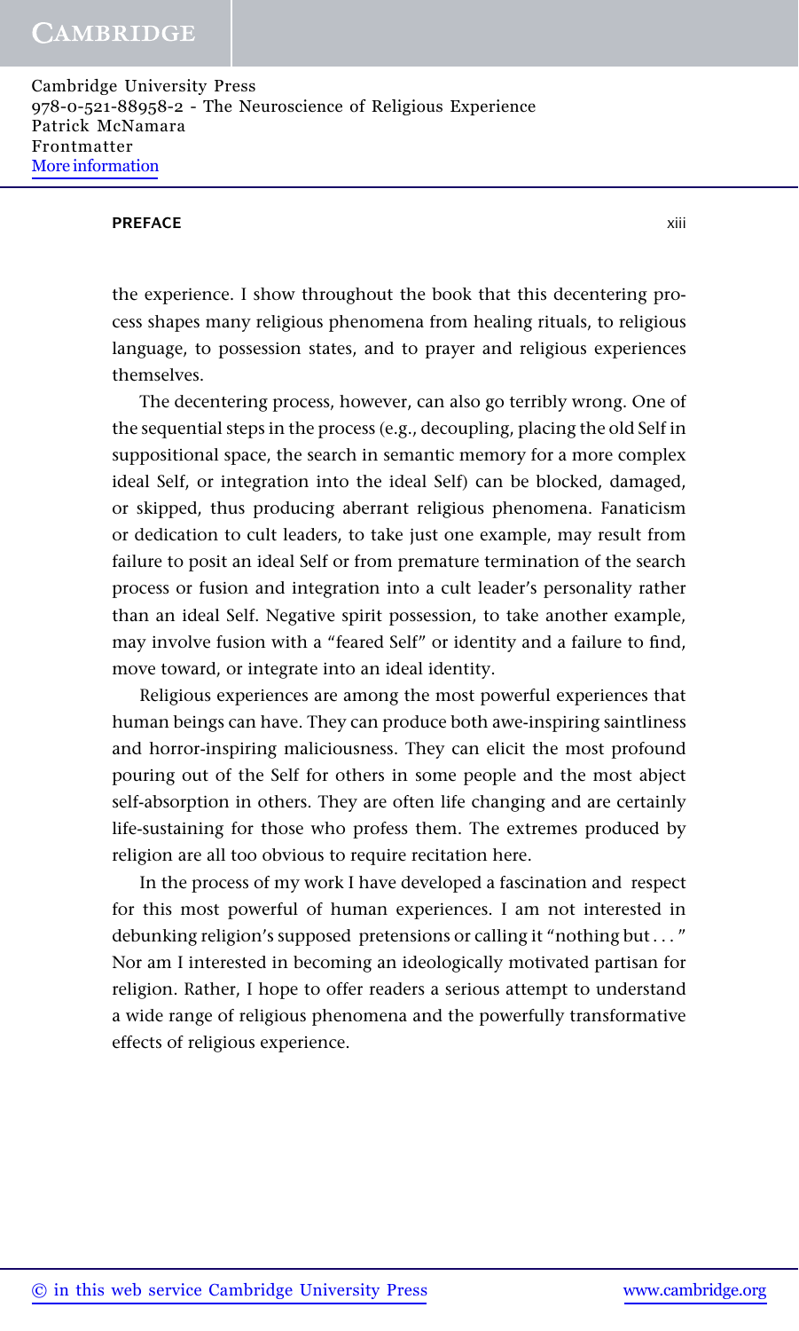the experience. I show throughout the book that this decentering process shapes many religious phenomena from healing rituals, to religious language, to possession states, and to prayer and religious experiences themselves.

The decentering process, however, can also go terribly wrong. One of the sequential steps in the process (e.g., decoupling, placing the old Self in suppositional space, the search in semantic memory for a more complex ideal Self, or integration into the ideal Self) can be blocked, damaged, or skipped, thus producing aberrant religious phenomena. Fanaticism or dedication to cult leaders, to take just one example, may result from failure to posit an ideal Self or from premature termination of the search process or fusion and integration into a cult leader's personality rather than an ideal Self. Negative spirit possession, to take another example, may involve fusion with a "feared Self" or identity and a failure to find, move toward, or integrate into an ideal identity.

Religious experiences are among the most powerful experiences that human beings can have. They can produce both awe-inspiring saintliness and horror-inspiring maliciousness. They can elicit the most profound pouring out of the Self for others in some people and the most abject self-absorption in others. They are often life changing and are certainly life-sustaining for those who profess them. The extremes produced by religion are all too obvious to require recitation here.

In the process of my work I have developed a fascination and respect for this most powerful of human experiences. I am not interested in debunking religion's supposed pretensions or calling it "nothing but . . . " Nor am I interested in becoming an ideologically motivated partisan for religion. Rather, I hope to offer readers a serious attempt to understand a wide range of religious phenomena and the powerfully transformative effects of religious experience.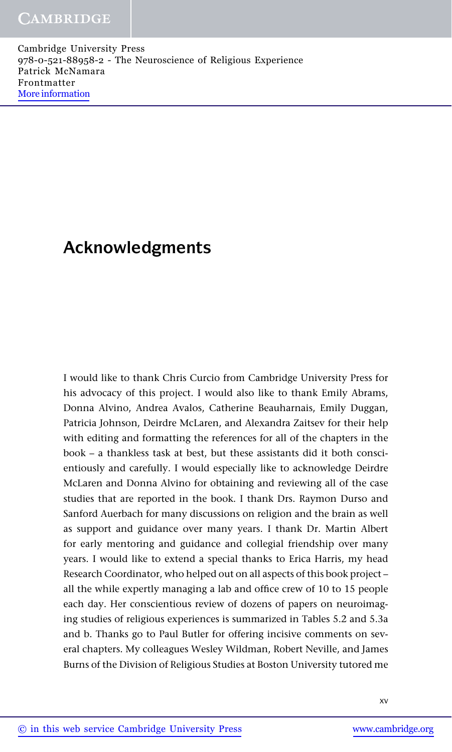# Acknowledgments

I would like to thank Chris Curcio from Cambridge University Press for his advocacy of this project. I would also like to thank Emily Abrams, Donna Alvino, Andrea Avalos, Catherine Beauharnais, Emily Duggan, Patricia Johnson, Deirdre McLaren, and Alexandra Zaitsev for their help with editing and formatting the references for all of the chapters in the book – a thankless task at best, but these assistants did it both conscientiously and carefully. I would especially like to acknowledge Deirdre McLaren and Donna Alvino for obtaining and reviewing all of the case studies that are reported in the book. I thank Drs. Raymon Durso and Sanford Auerbach for many discussions on religion and the brain as well as support and guidance over many years. I thank Dr. Martin Albert for early mentoring and guidance and collegial friendship over many years. I would like to extend a special thanks to Erica Harris, my head Research Coordinator, who helped out on all aspects of this book project – all the while expertly managing a lab and office crew of 10 to 15 people each day. Her conscientious review of dozens of papers on neuroimaging studies of religious experiences is summarized in Tables 5.2 and 5.3a and b. Thanks go to Paul Butler for offering incisive comments on several chapters. My colleagues Wesley Wildman, Robert Neville, and James Burns of the Division of Religious Studies at Boston University tutored me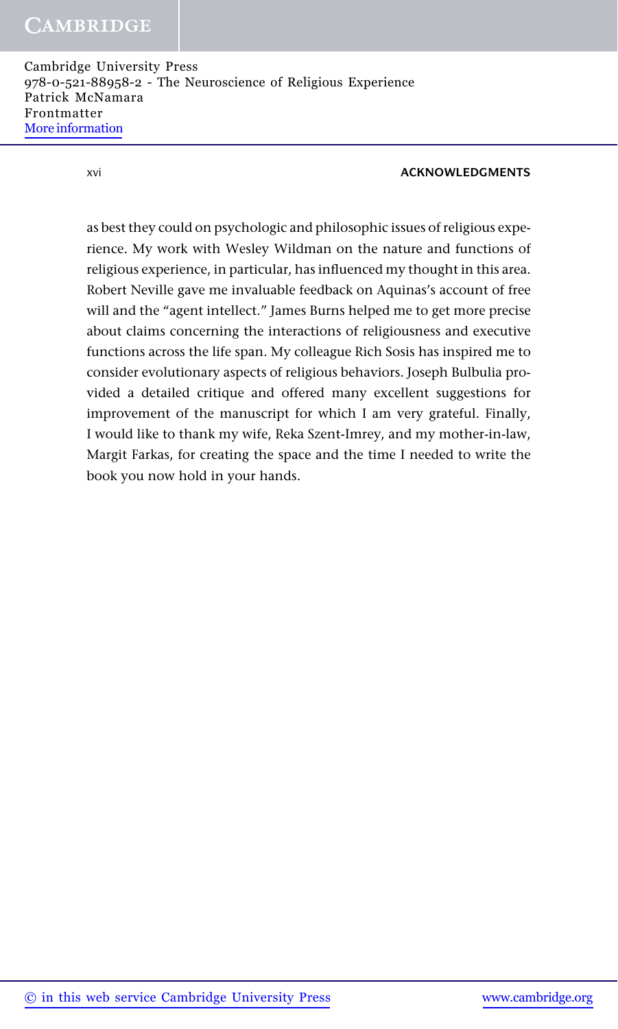as best they could on psychologic and philosophic issues of religious experience. My work with Wesley Wildman on the nature and functions of religious experience, in particular, has influenced my thought in this area. Robert Neville gave me invaluable feedback on Aquinas's account of free will and the "agent intellect." James Burns helped me to get more precise about claims concerning the interactions of religiousness and executive functions across the life span. My colleague Rich Sosis has inspired me to consider evolutionary aspects of religious behaviors. Joseph Bulbulia provided a detailed critique and offered many excellent suggestions for improvement of the manuscript for which I am very grateful. Finally, I would like to thank my wife, Reka Szent-Imrey, and my mother-in-law, Margit Farkas, for creating the space and the time I needed to write the book you now hold in your hands.